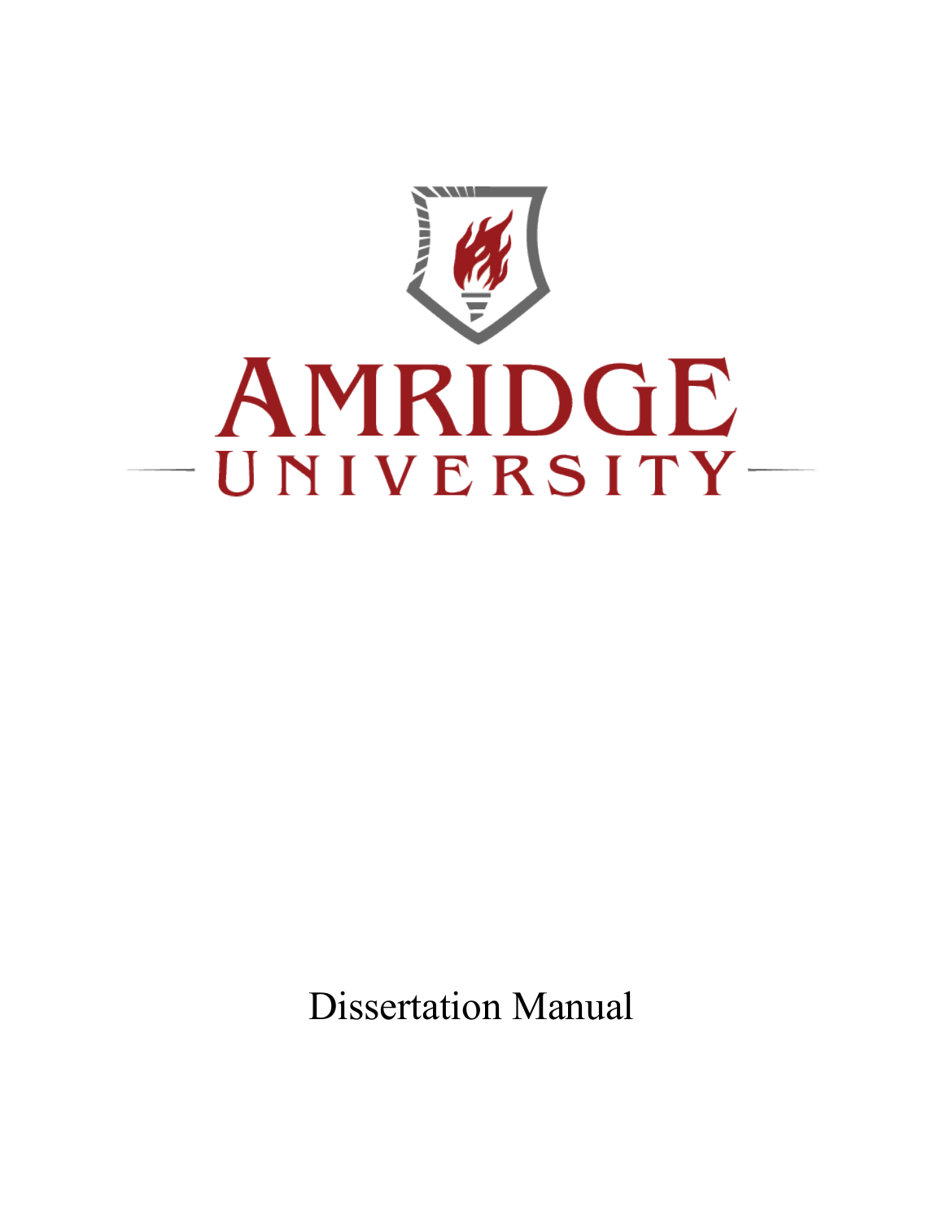AMRIDGE UNIVERSITY

Dissertation Manual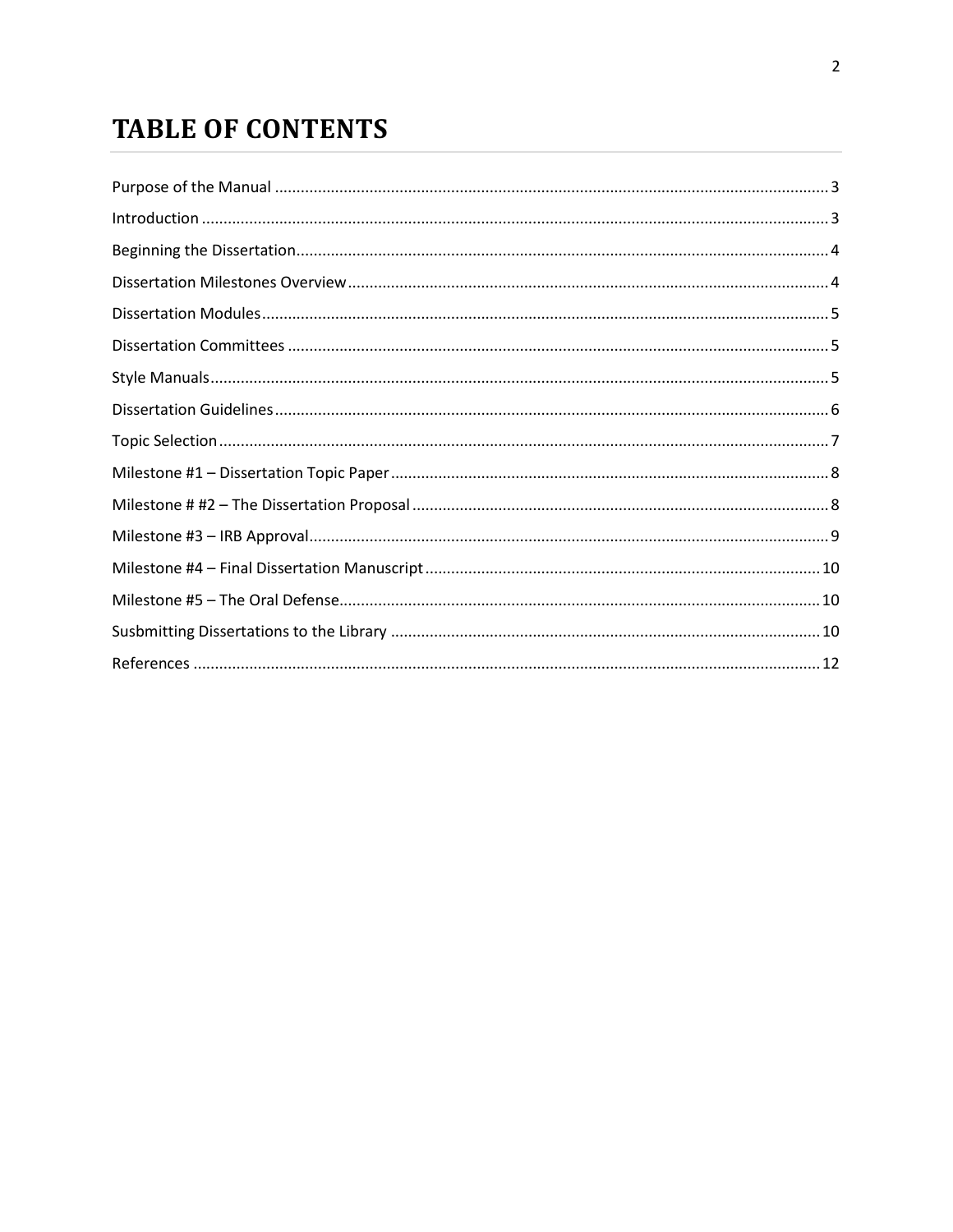# TABLE OF CONTENTS

Purpose of the Manual ........................................................................................................................ 3

Introduction ........................................................................................................................................ 3

Beginning the Dissertation................................................................................................................. 4

Dissertation Milestones Overview ..................................................................................................... 4

Dissertation Modules.......................................................................................................................... 5

Dissertation Committees .................................................................................................................... 5

Style Manuals...................................................................................................................................... 5

Dissertation Guidelines ....................................................................................................................... 6

Topic Selection .................................................................................................................................... 7

Milestone #1 – Dissertation Topic Paper ............................................................................................ 8

Milestone # #2 – The Dissertation Proposal ....................................................................................... 8

Milestone #3 – IRB Approval............................................................................................................... 9

Milestone #4 – Final Dissertation Manuscript .................................................................................. 10

Milestone #5 – The Oral Defense...................................................................................................... 10

Susbmitting Dissertations to the Library .......................................................................................... 10

References ........................................................................................................................................ 12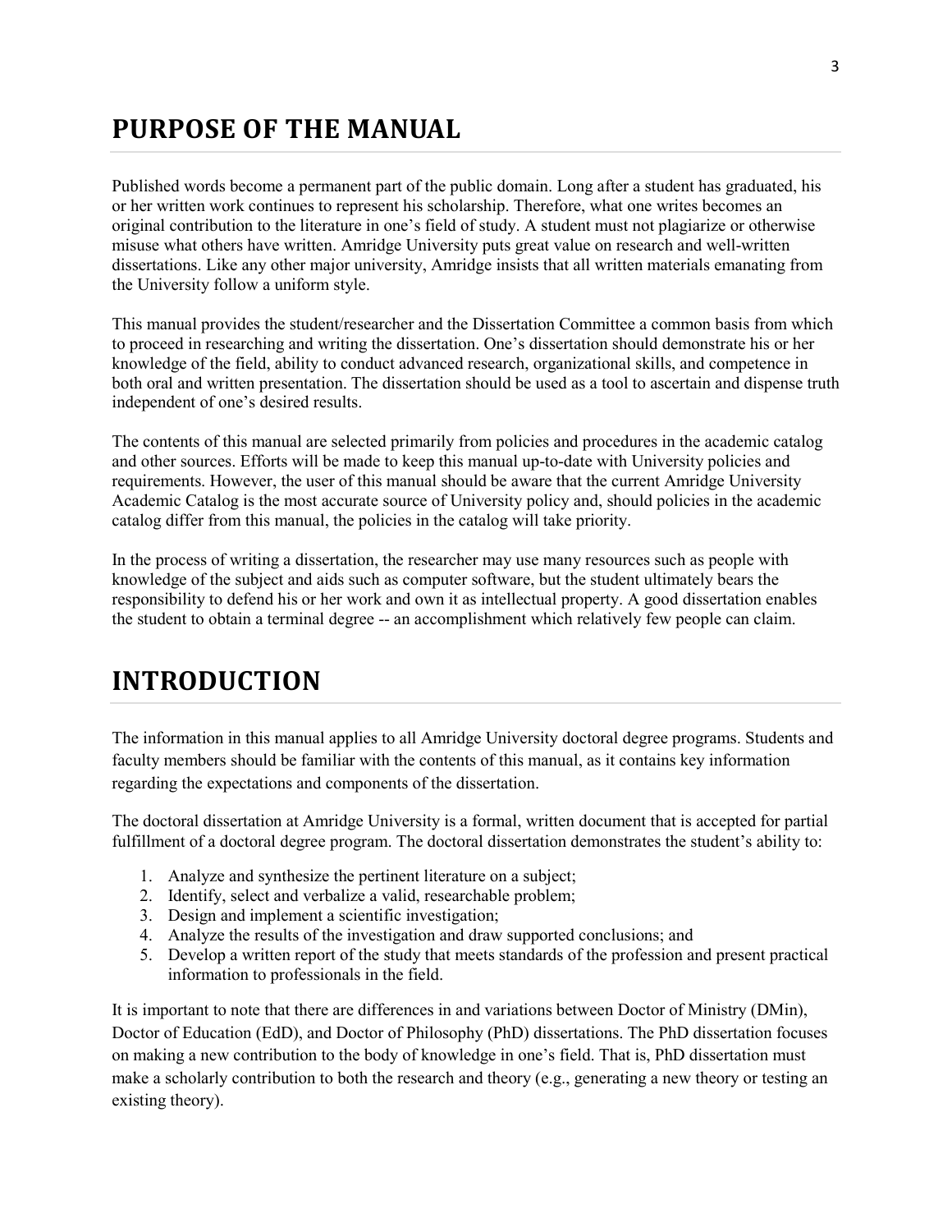# PURPOSE OF THE MANUAL

Published words become a permanent part of the public domain. Long after a student has graduated, his or her written work continues to represent his scholarship. Therefore, what one writes becomes an original contribution to the literature in one's field of study. A student must not plagiarize or otherwise misuse what others have written. Amridge University puts great value on research and well-written dissertations. Like any other major university, Amridge insists that all written materials emanating from the University follow a uniform style.

This manual provides the student/researcher and the Dissertation Committee a common basis from which to proceed in researching and writing the dissertation. One's dissertation should demonstrate his or her knowledge of the field, ability to conduct advanced research, organizational skills, and competence in both oral and written presentation. The dissertation should be used as a tool to ascertain and dispense truth independent of one's desired results.

The contents of this manual are selected primarily from policies and procedures in the academic catalog and other sources. Efforts will be made to keep this manual up-to-date with University policies and requirements. However, the user of this manual should be aware that the current Amridge University Academic Catalog is the most accurate source of University policy and, should policies in the academic catalog differ from this manual, the policies in the catalog will take priority.

In the process of writing a dissertation, the researcher may use many resources such as people with knowledge of the subject and aids such as computer software, but the student ultimately bears the responsibility to defend his or her work and own it as intellectual property. A good dissertation enables the student to obtain a terminal degree -- an accomplishment which relatively few people can claim.

# INTRODUCTION

The information in this manual applies to all Amridge University doctoral degree programs. Students and faculty members should be familiar with the contents of this manual, as it contains key information regarding the expectations and components of the dissertation.

The doctoral dissertation at Amridge University is a formal, written document that is accepted for partial fulfillment of a doctoral degree program. The doctoral dissertation demonstrates the student's ability to:

1. Analyze and synthesize the pertinent literature on a subject;
2. Identify, select and verbalize a valid, researchable problem;
3. Design and implement a scientific investigation;
4. Analyze the results of the investigation and draw supported conclusions; and
5. Develop a written report of the study that meets standards of the profession and present practical information to professionals in the field.

It is important to note that there are differences in and variations between Doctor of Ministry (DMin), Doctor of Education (EdD), and Doctor of Philosophy (PhD) dissertations. The PhD dissertation focuses on making a new contribution to the body of knowledge in one's field. That is, PhD dissertation must make a scholarly contribution to both the research and theory (e.g., generating a new theory or testing an existing theory).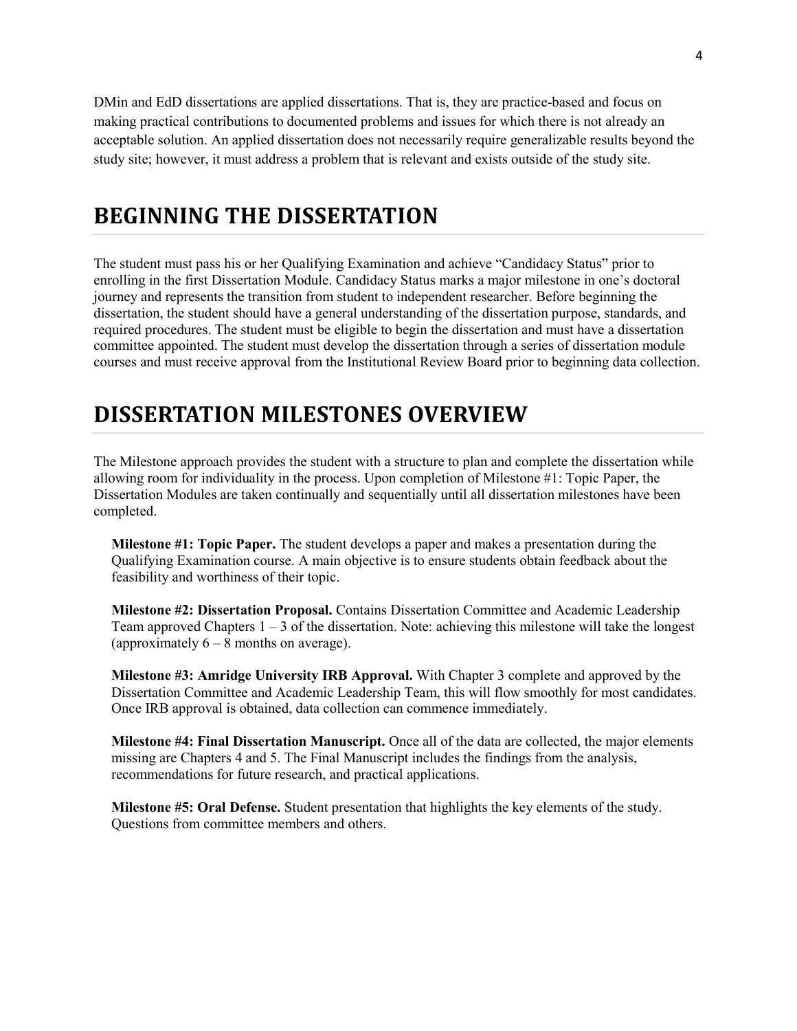DMin and EdD dissertations are applied dissertations. That is, they are practice-based and focus on making practical contributions to documented problems and issues for which there is not already an acceptable solution. An applied dissertation does not necessarily require generalizable results beyond the study site; however, it must address a problem that is relevant and exists outside of the study site.

# BEGINNING THE DISSERTATION

The student must pass his or her Qualifying Examination and achieve "Candidacy Status" prior to enrolling in the first Dissertation Module. Candidacy Status marks a major milestone in one's doctoral journey and represents the transition from student to independent researcher. Before beginning the dissertation, the student should have a general understanding of the dissertation purpose, standards, and required procedures. The student must be eligible to begin the dissertation and must have a dissertation committee appointed. The student must develop the dissertation through a series of dissertation module courses and must receive approval from the Institutional Review Board prior to beginning data collection.

# DISSERTATION MILESTONES OVERVIEW

The Milestone approach provides the student with a structure to plan and complete the dissertation while allowing room for individuality in the process. Upon completion of Milestone #1: Topic Paper, the Dissertation Modules are taken continually and sequentially until all dissertation milestones have been completed.

**Milestone #1: Topic Paper.** The student develops a paper and makes a presentation during the Qualifying Examination course. A main objective is to ensure students obtain feedback about the feasibility and worthiness of their topic.

**Milestone #2: Dissertation Proposal.** Contains Dissertation Committee and Academic Leadership Team approved Chapters 1 – 3 of the dissertation. Note: achieving this milestone will take the longest (approximately 6 – 8 months on average).

**Milestone #3: Amridge University IRB Approval.** With Chapter 3 complete and approved by the Dissertation Committee and Academic Leadership Team, this will flow smoothly for most candidates. Once IRB approval is obtained, data collection can commence immediately.

**Milestone #4: Final Dissertation Manuscript.** Once all of the data are collected, the major elements missing are Chapters 4 and 5. The Final Manuscript includes the findings from the analysis, recommendations for future research, and practical applications.

**Milestone #5: Oral Defense.** Student presentation that highlights the key elements of the study. Questions from committee members and others.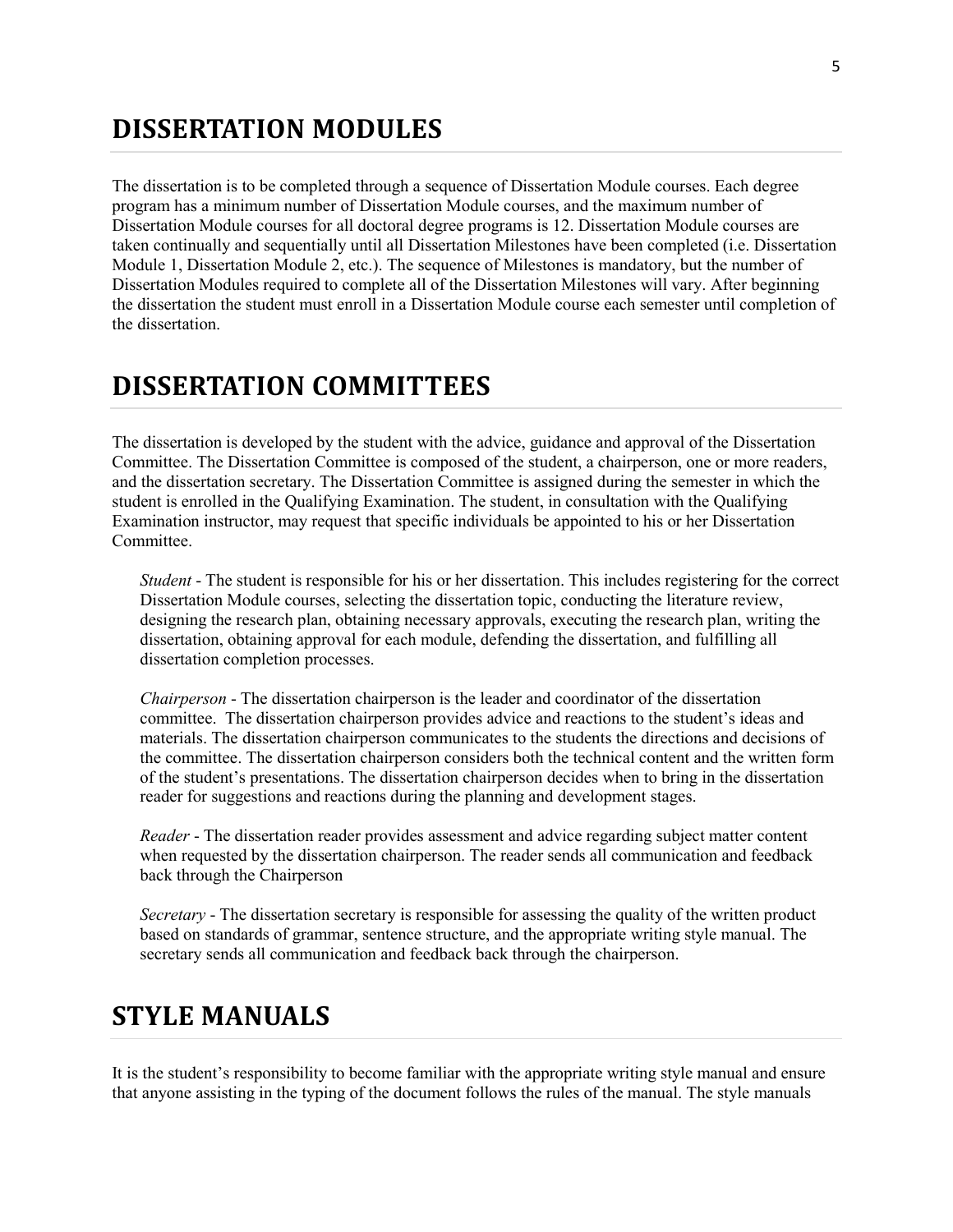## DISSERTATION MODULES

The dissertation is to be completed through a sequence of Dissertation Module courses. Each degree program has a minimum number of Dissertation Module courses, and the maximum number of Dissertation Module courses for all doctoral degree programs is 12. Dissertation Module courses are taken continually and sequentially until all Dissertation Milestones have been completed (i.e. Dissertation Module 1, Dissertation Module 2, etc.). The sequence of Milestones is mandatory, but the number of Dissertation Modules required to complete all of the Dissertation Milestones will vary. After beginning the dissertation the student must enroll in a Dissertation Module course each semester until completion of the dissertation.

## DISSERTATION COMMITTEES

The dissertation is developed by the student with the advice, guidance and approval of the Dissertation Committee. The Dissertation Committee is composed of the student, a chairperson, one or more readers, and the dissertation secretary. The Dissertation Committee is assigned during the semester in which the student is enrolled in the Qualifying Examination. The student, in consultation with the Qualifying Examination instructor, may request that specific individuals be appointed to his or her Dissertation Committee.

*Student* - The student is responsible for his or her dissertation. This includes registering for the correct Dissertation Module courses, selecting the dissertation topic, conducting the literature review, designing the research plan, obtaining necessary approvals, executing the research plan, writing the dissertation, obtaining approval for each module, defending the dissertation, and fulfilling all dissertation completion processes.

*Chairperson* - The dissertation chairperson is the leader and coordinator of the dissertation committee. The dissertation chairperson provides advice and reactions to the student's ideas and materials. The dissertation chairperson communicates to the students the directions and decisions of the committee. The dissertation chairperson considers both the technical content and the written form of the student's presentations. The dissertation chairperson decides when to bring in the dissertation reader for suggestions and reactions during the planning and development stages.

*Reader* - The dissertation reader provides assessment and advice regarding subject matter content when requested by the dissertation chairperson. The reader sends all communication and feedback back through the Chairperson

*Secretary* - The dissertation secretary is responsible for assessing the quality of the written product based on standards of grammar, sentence structure, and the appropriate writing style manual. The secretary sends all communication and feedback back through the chairperson.

## STYLE MANUALS

It is the student's responsibility to become familiar with the appropriate writing style manual and ensure that anyone assisting in the typing of the document follows the rules of the manual. The style manuals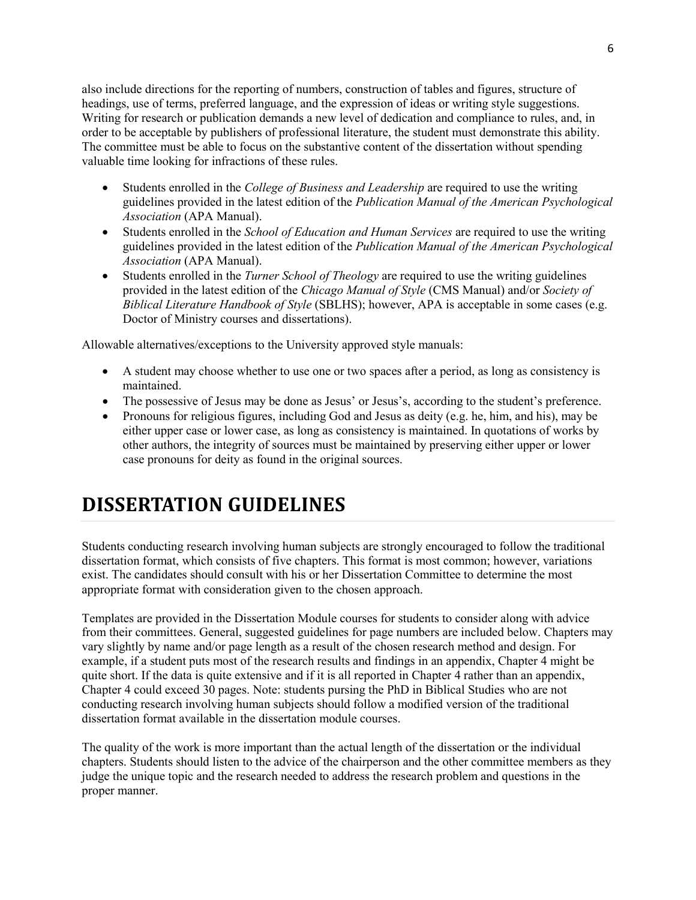also include directions for the reporting of numbers, construction of tables and figures, structure of headings, use of terms, preferred language, and the expression of ideas or writing style suggestions. Writing for research or publication demands a new level of dedication and compliance to rules, and, in order to be acceptable by publishers of professional literature, the student must demonstrate this ability. The committee must be able to focus on the substantive content of the dissertation without spending valuable time looking for infractions of these rules.

- Students enrolled in the *College of Business and Leadership* are required to use the writing guidelines provided in the latest edition of the *Publication Manual of the American Psychological Association* (APA Manual).
- Students enrolled in the *School of Education and Human Services* are required to use the writing guidelines provided in the latest edition of the *Publication Manual of the American Psychological Association* (APA Manual).
- Students enrolled in the *Turner School of Theology* are required to use the writing guidelines provided in the latest edition of the *Chicago Manual of Style* (CMS Manual) and/or *Society of Biblical Literature Handbook of Style* (SBLHS); however, APA is acceptable in some cases (e.g. Doctor of Ministry courses and dissertations).

Allowable alternatives/exceptions to the University approved style manuals:

- A student may choose whether to use one or two spaces after a period, as long as consistency is maintained.
- The possessive of Jesus may be done as Jesus' or Jesus's, according to the student's preference.
- Pronouns for religious figures, including God and Jesus as deity (e.g. he, him, and his), may be either upper case or lower case, as long as consistency is maintained. In quotations of works by other authors, the integrity of sources must be maintained by preserving either upper or lower case pronouns for deity as found in the original sources.

# DISSERTATION GUIDELINES

Students conducting research involving human subjects are strongly encouraged to follow the traditional dissertation format, which consists of five chapters. This format is most common; however, variations exist. The candidates should consult with his or her Dissertation Committee to determine the most appropriate format with consideration given to the chosen approach.

Templates are provided in the Dissertation Module courses for students to consider along with advice from their committees. General, suggested guidelines for page numbers are included below. Chapters may vary slightly by name and/or page length as a result of the chosen research method and design. For example, if a student puts most of the research results and findings in an appendix, Chapter 4 might be quite short. If the data is quite extensive and if it is all reported in Chapter 4 rather than an appendix, Chapter 4 could exceed 30 pages. Note: students pursing the PhD in Biblical Studies who are not conducting research involving human subjects should follow a modified version of the traditional dissertation format available in the dissertation module courses.

The quality of the work is more important than the actual length of the dissertation or the individual chapters. Students should listen to the advice of the chairperson and the other committee members as they judge the unique topic and the research needed to address the research problem and questions in the proper manner.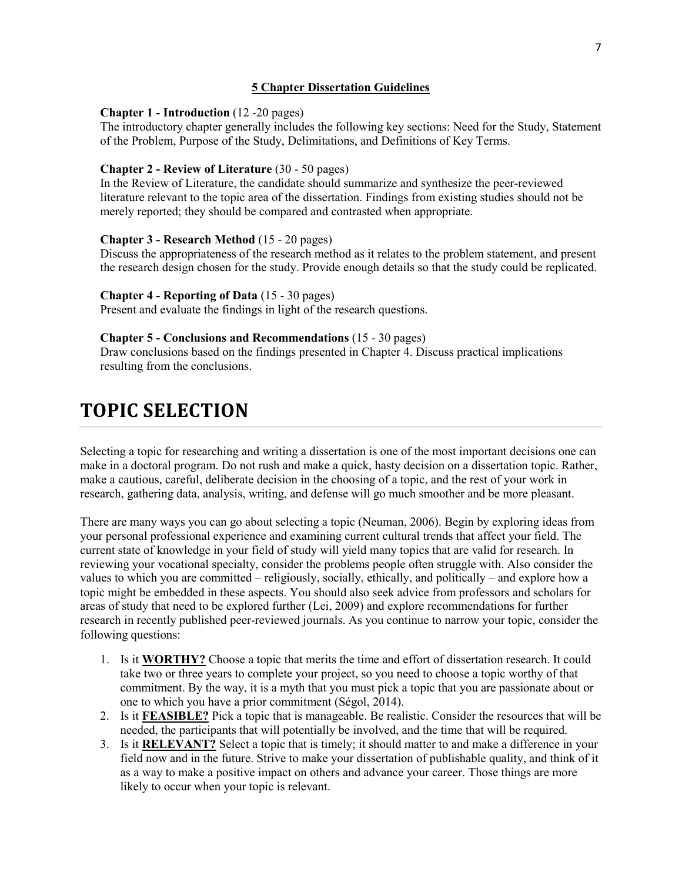### 5 Chapter Dissertation Guidelines

**Chapter 1 - Introduction** (12 -20 pages)
The introductory chapter generally includes the following key sections: Need for the Study, Statement of the Problem, Purpose of the Study, Delimitations, and Definitions of Key Terms.

**Chapter 2 - Review of Literature** (30 - 50 pages)
In the Review of Literature, the candidate should summarize and synthesize the peer-reviewed literature relevant to the topic area of the dissertation. Findings from existing studies should not be merely reported; they should be compared and contrasted when appropriate.

**Chapter 3 - Research Method** (15 - 20 pages)
Discuss the appropriateness of the research method as it relates to the problem statement, and present the research design chosen for the study. Provide enough details so that the study could be replicated.

**Chapter 4 - Reporting of Data** (15 - 30 pages)
Present and evaluate the findings in light of the research questions.

**Chapter 5 - Conclusions and Recommendations** (15 - 30 pages)
Draw conclusions based on the findings presented in Chapter 4. Discuss practical implications resulting from the conclusions.

# TOPIC SELECTION

Selecting a topic for researching and writing a dissertation is one of the most important decisions one can make in a doctoral program. Do not rush and make a quick, hasty decision on a dissertation topic. Rather, make a cautious, careful, deliberate decision in the choosing of a topic, and the rest of your work in research, gathering data, analysis, writing, and defense will go much smoother and be more pleasant.

There are many ways you can go about selecting a topic (Neuman, 2006). Begin by exploring ideas from your personal professional experience and examining current cultural trends that affect your field. The current state of knowledge in your field of study will yield many topics that are valid for research. In reviewing your vocational specialty, consider the problems people often struggle with. Also consider the values to which you are committed – religiously, socially, ethically, and politically – and explore how a topic might be embedded in these aspects. You should also seek advice from professors and scholars for areas of study that need to be explored further (Lei, 2009) and explore recommendations for further research in recently published peer-reviewed journals. As you continue to narrow your topic, consider the following questions:

1. Is it **WORTHY?** Choose a topic that merits the time and effort of dissertation research. It could take two or three years to complete your project, so you need to choose a topic worthy of that commitment. By the way, it is a myth that you must pick a topic that you are passionate about or one to which you have a prior commitment (Ségol, 2014).
2. Is it **FEASIBLE?** Pick a topic that is manageable. Be realistic. Consider the resources that will be needed, the participants that will potentially be involved, and the time that will be required.
3. Is it **RELEVANT?** Select a topic that is timely; it should matter to and make a difference in your field now and in the future. Strive to make your dissertation of publishable quality, and think of it as a way to make a positive impact on others and advance your career. Those things are more likely to occur when your topic is relevant.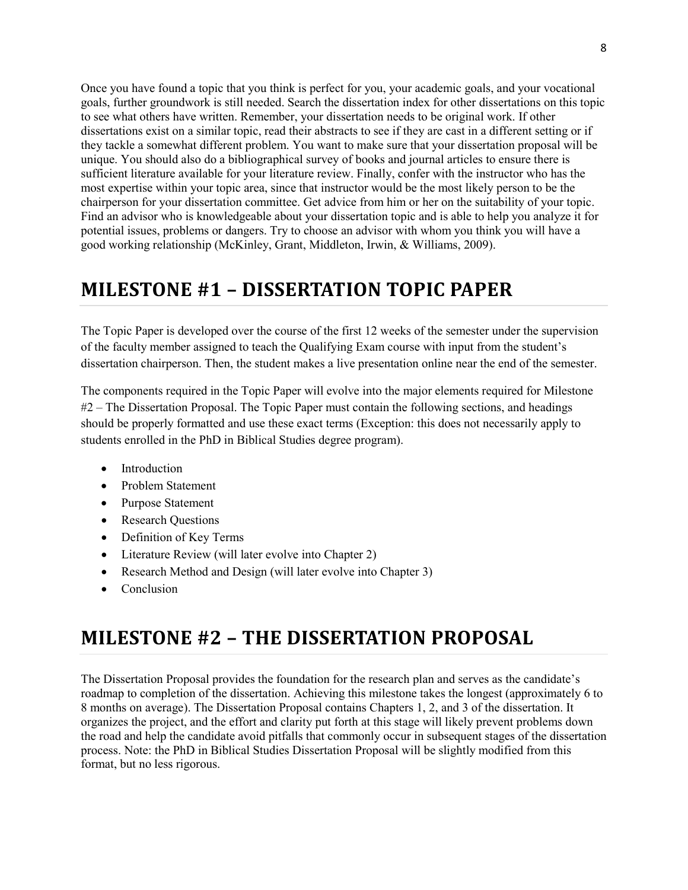Once you have found a topic that you think is perfect for you, your academic goals, and your vocational goals, further groundwork is still needed. Search the dissertation index for other dissertations on this topic to see what others have written. Remember, your dissertation needs to be original work. If other dissertations exist on a similar topic, read their abstracts to see if they are cast in a different setting or if they tackle a somewhat different problem. You want to make sure that your dissertation proposal will be unique. You should also do a bibliographical survey of books and journal articles to ensure there is sufficient literature available for your literature review. Finally, confer with the instructor who has the most expertise within your topic area, since that instructor would be the most likely person to be the chairperson for your dissertation committee. Get advice from him or her on the suitability of your topic. Find an advisor who is knowledgeable about your dissertation topic and is able to help you analyze it for potential issues, problems or dangers. Try to choose an advisor with whom you think you will have a good working relationship (McKinley, Grant, Middleton, Irwin, & Williams, 2009).

# MILESTONE #1 – DISSERTATION TOPIC PAPER

The Topic Paper is developed over the course of the first 12 weeks of the semester under the supervision of the faculty member assigned to teach the Qualifying Exam course with input from the student's dissertation chairperson. Then, the student makes a live presentation online near the end of the semester.

The components required in the Topic Paper will evolve into the major elements required for Milestone #2 – The Dissertation Proposal. The Topic Paper must contain the following sections, and headings should be properly formatted and use these exact terms (Exception: this does not necessarily apply to students enrolled in the PhD in Biblical Studies degree program).

- Introduction
- Problem Statement
- Purpose Statement
- Research Questions
- Definition of Key Terms
- Literature Review (will later evolve into Chapter 2)
- Research Method and Design (will later evolve into Chapter 3)
- Conclusion

# MILESTONE #2 – THE DISSERTATION PROPOSAL

The Dissertation Proposal provides the foundation for the research plan and serves as the candidate's roadmap to completion of the dissertation. Achieving this milestone takes the longest (approximately 6 to 8 months on average). The Dissertation Proposal contains Chapters 1, 2, and 3 of the dissertation. It organizes the project, and the effort and clarity put forth at this stage will likely prevent problems down the road and help the candidate avoid pitfalls that commonly occur in subsequent stages of the dissertation process. Note: the PhD in Biblical Studies Dissertation Proposal will be slightly modified from this format, but no less rigorous.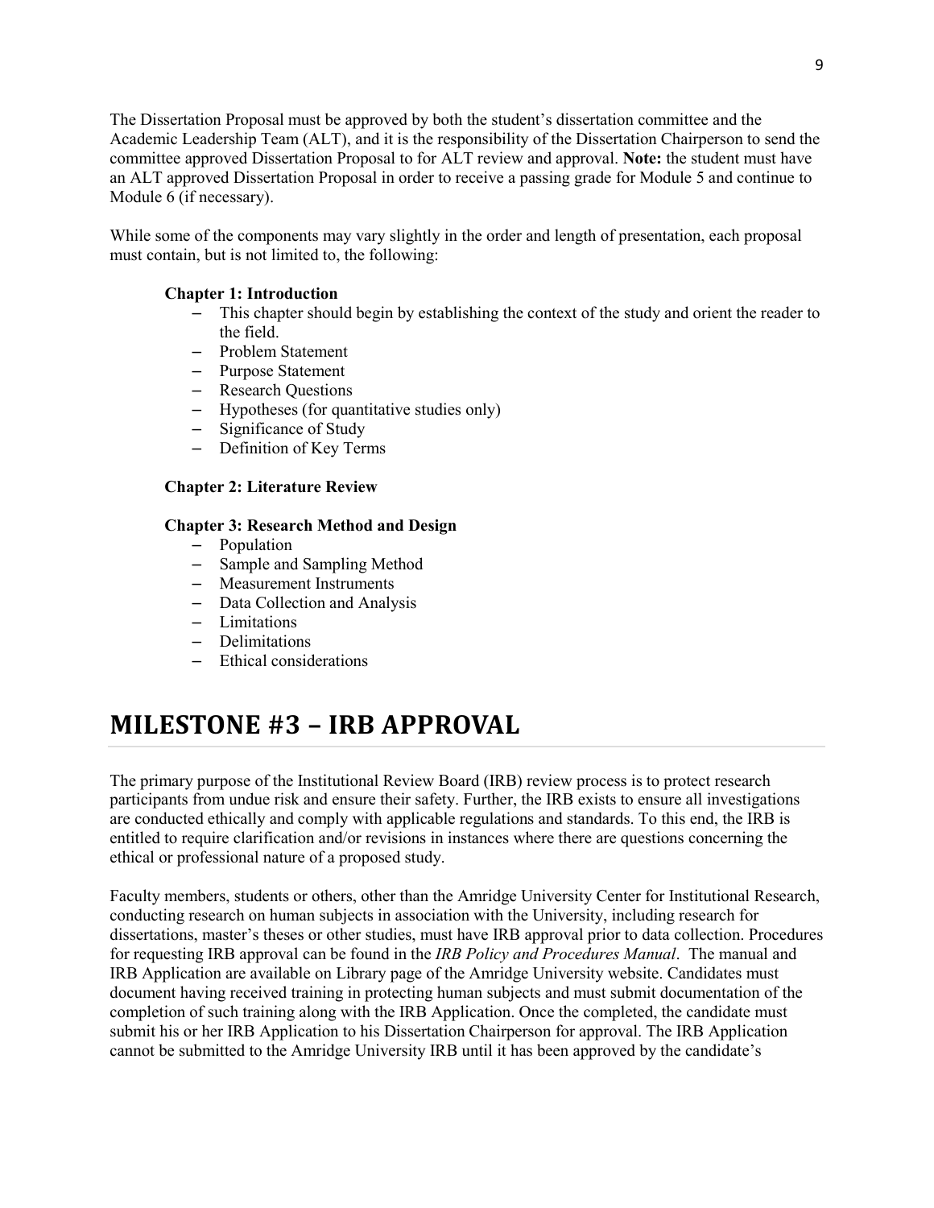The Dissertation Proposal must be approved by both the student's dissertation committee and the Academic Leadership Team (ALT), and it is the responsibility of the Dissertation Chairperson to send the committee approved Dissertation Proposal to for ALT review and approval. **Note:** the student must have an ALT approved Dissertation Proposal in order to receive a passing grade for Module 5 and continue to Module 6 (if necessary).

While some of the components may vary slightly in the order and length of presentation, each proposal must contain, but is not limited to, the following:

**Chapter 1: Introduction**

- This chapter should begin by establishing the context of the study and orient the reader to the field.
- Problem Statement
- Purpose Statement
- Research Questions
- Hypotheses (for quantitative studies only)
- Significance of Study
- Definition of Key Terms

**Chapter 2: Literature Review**

**Chapter 3: Research Method and Design**

- Population
- Sample and Sampling Method
- Measurement Instruments
- Data Collection and Analysis
- Limitations
- Delimitations
- Ethical considerations

# MILESTONE #3 – IRB APPROVAL

The primary purpose of the Institutional Review Board (IRB) review process is to protect research participants from undue risk and ensure their safety. Further, the IRB exists to ensure all investigations are conducted ethically and comply with applicable regulations and standards. To this end, the IRB is entitled to require clarification and/or revisions in instances where there are questions concerning the ethical or professional nature of a proposed study.

Faculty members, students or others, other than the Amridge University Center for Institutional Research, conducting research on human subjects in association with the University, including research for dissertations, master's theses or other studies, must have IRB approval prior to data collection. Procedures for requesting IRB approval can be found in the *IRB Policy and Procedures Manual*. The manual and IRB Application are available on Library page of the Amridge University website. Candidates must document having received training in protecting human subjects and must submit documentation of the completion of such training along with the IRB Application. Once the completed, the candidate must submit his or her IRB Application to his Dissertation Chairperson for approval. The IRB Application cannot be submitted to the Amridge University IRB until it has been approved by the candidate's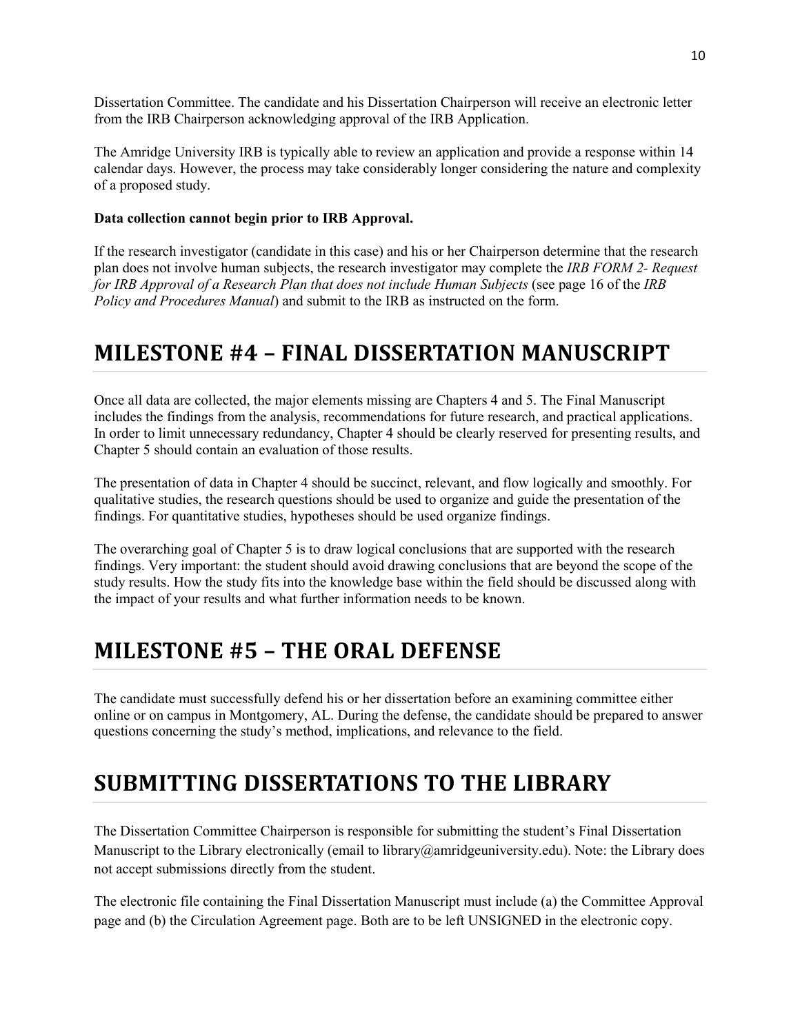Dissertation Committee. The candidate and his Dissertation Chairperson will receive an electronic letter from the IRB Chairperson acknowledging approval of the IRB Application.

The Amridge University IRB is typically able to review an application and provide a response within 14 calendar days. However, the process may take considerably longer considering the nature and complexity of a proposed study.

**Data collection cannot begin prior to IRB Approval.**

If the research investigator (candidate in this case) and his or her Chairperson determine that the research plan does not involve human subjects, the research investigator may complete the *IRB FORM 2- Request for IRB Approval of a Research Plan that does not include Human Subjects* (see page 16 of the *IRB Policy and Procedures Manual*) and submit to the IRB as instructed on the form.

# MILESTONE #4 – FINAL DISSERTATION MANUSCRIPT

Once all data are collected, the major elements missing are Chapters 4 and 5. The Final Manuscript includes the findings from the analysis, recommendations for future research, and practical applications. In order to limit unnecessary redundancy, Chapter 4 should be clearly reserved for presenting results, and Chapter 5 should contain an evaluation of those results.

The presentation of data in Chapter 4 should be succinct, relevant, and flow logically and smoothly. For qualitative studies, the research questions should be used to organize and guide the presentation of the findings. For quantitative studies, hypotheses should be used organize findings.

The overarching goal of Chapter 5 is to draw logical conclusions that are supported with the research findings. Very important: the student should avoid drawing conclusions that are beyond the scope of the study results. How the study fits into the knowledge base within the field should be discussed along with the impact of your results and what further information needs to be known.

# MILESTONE #5 – THE ORAL DEFENSE

The candidate must successfully defend his or her dissertation before an examining committee either online or on campus in Montgomery, AL. During the defense, the candidate should be prepared to answer questions concerning the study's method, implications, and relevance to the field.

# SUBMITTING DISSERTATIONS TO THE LIBRARY

The Dissertation Committee Chairperson is responsible for submitting the student's Final Dissertation Manuscript to the Library electronically (email to library@amridgeuniversity.edu). Note: the Library does not accept submissions directly from the student.

The electronic file containing the Final Dissertation Manuscript must include (a) the Committee Approval page and (b) the Circulation Agreement page. Both are to be left UNSIGNED in the electronic copy.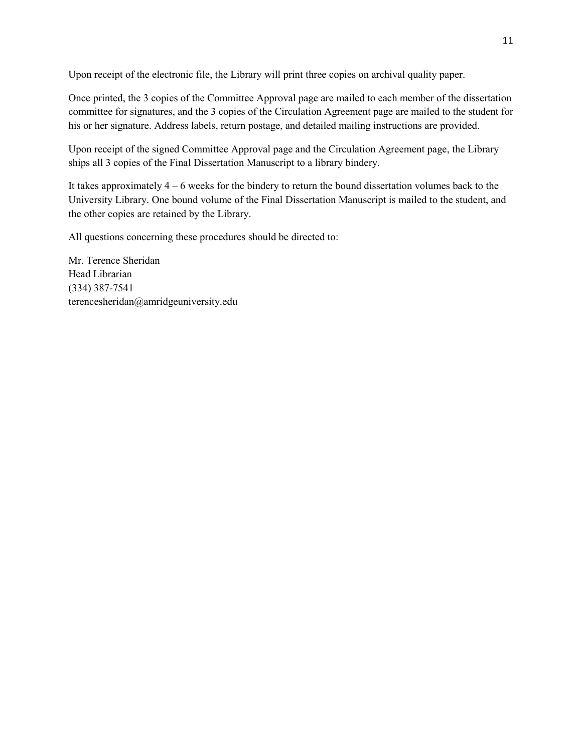Upon receipt of the electronic file, the Library will print three copies on archival quality paper.

Once printed, the 3 copies of the Committee Approval page are mailed to each member of the dissertation committee for signatures, and the 3 copies of the Circulation Agreement page are mailed to the student for his or her signature. Address labels, return postage, and detailed mailing instructions are provided.

Upon receipt of the signed Committee Approval page and the Circulation Agreement page, the Library ships all 3 copies of the Final Dissertation Manuscript to a library bindery.

It takes approximately 4 – 6 weeks for the bindery to return the bound dissertation volumes back to the University Library. One bound volume of the Final Dissertation Manuscript is mailed to the student, and the other copies are retained by the Library.

All questions concerning these procedures should be directed to:

Mr. Terence Sheridan  
Head Librarian  
(334) 387-7541  
terencesheridan@amridgeuniversity.edu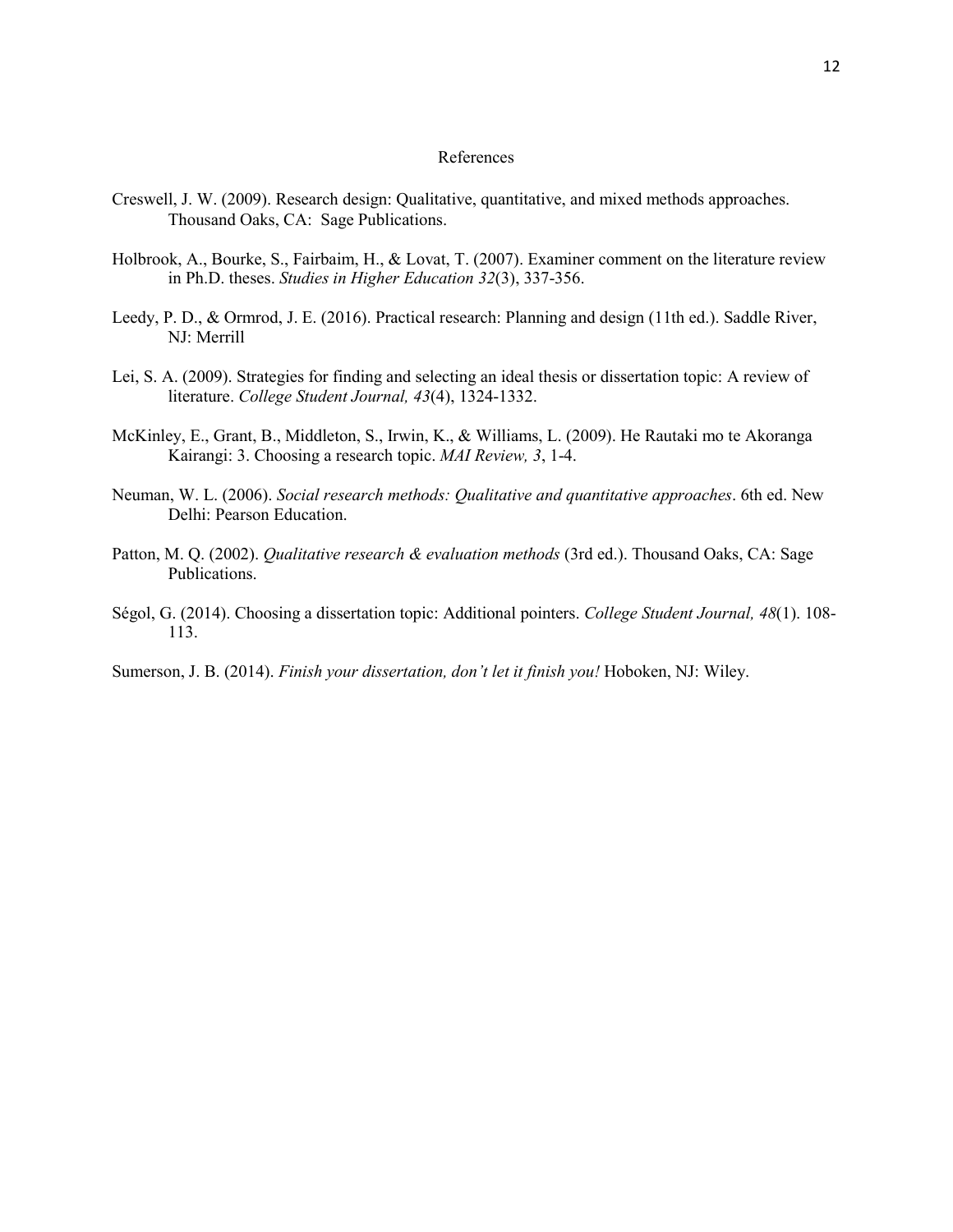# References

Creswell, J. W. (2009). Research design: Qualitative, quantitative, and mixed methods approaches. Thousand Oaks, CA: Sage Publications.

Holbrook, A., Bourke, S., Fairbaim, H., & Lovat, T. (2007). Examiner comment on the literature review in Ph.D. theses. *Studies in Higher Education 32*(3), 337-356.

Leedy, P. D., & Ormrod, J. E. (2016). Practical research: Planning and design (11th ed.). Saddle River, NJ: Merrill

Lei, S. A. (2009). Strategies for finding and selecting an ideal thesis or dissertation topic: A review of literature. *College Student Journal, 43*(4), 1324-1332.

McKinley, E., Grant, B., Middleton, S., Irwin, K., & Williams, L. (2009). He Rautaki mo te Akoranga Kairangi: 3. Choosing a research topic. *MAI Review, 3*, 1-4.

Neuman, W. L. (2006). *Social research methods: Qualitative and quantitative approaches*. 6th ed. New Delhi: Pearson Education.

Patton, M. Q. (2002). *Qualitative research & evaluation methods* (3rd ed.). Thousand Oaks, CA: Sage Publications.

Ségol, G. (2014). Choosing a dissertation topic: Additional pointers. *College Student Journal, 48*(1). 108-113.

Sumerson, J. B. (2014). *Finish your dissertation, don't let it finish you!* Hoboken, NJ: Wiley.